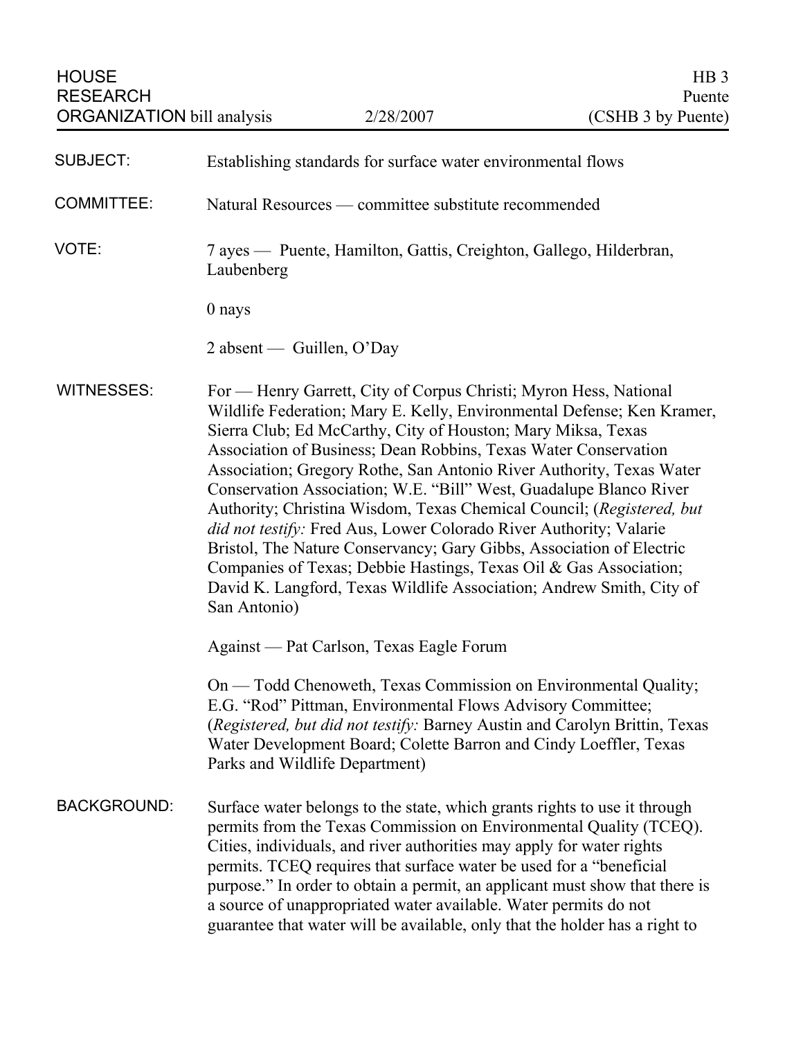HOUSE RESEARCH ORGANIZATION bill analysis | 2/28/2007 | HB 3 Puente (CSHB 3 by Puente)

**SUBJECT:** Establishing standards for surface water environmental flows

**COMMITTEE:** Natural Resources — committee substitute recommended

**VOTE:** 7 ayes — Puente, Hamilton, Gattis, Creighton, Gallego, Hilderbran, Laubenberg

0 nays

2 absent — Guillen, O'Day

**WITNESSES:** For — Henry Garrett, City of Corpus Christi; Myron Hess, National Wildlife Federation; Mary E. Kelly, Environmental Defense; Ken Kramer, Sierra Club; Ed McCarthy, City of Houston; Mary Miksa, Texas Association of Business; Dean Robbins, Texas Water Conservation Association; Gregory Rothe, San Antonio River Authority, Texas Water Conservation Association; W.E. "Bill" West, Guadalupe Blanco River Authority; Christina Wisdom, Texas Chemical Council; (*Registered, but did not testify:* Fred Aus, Lower Colorado River Authority; Valarie Bristol, The Nature Conservancy; Gary Gibbs, Association of Electric Companies of Texas; Debbie Hastings, Texas Oil & Gas Association; David K. Langford, Texas Wildlife Association; Andrew Smith, City of San Antonio)

Against — Pat Carlson, Texas Eagle Forum

On — Todd Chenoweth, Texas Commission on Environmental Quality; E.G. "Rod" Pittman, Environmental Flows Advisory Committee; (*Registered, but did not testify:* Barney Austin and Carolyn Brittin, Texas Water Development Board; Colette Barron and Cindy Loeffler, Texas Parks and Wildlife Department)

**BACKGROUND:** Surface water belongs to the state, which grants rights to use it through permits from the Texas Commission on Environmental Quality (TCEQ). Cities, individuals, and river authorities may apply for water rights permits. TCEQ requires that surface water be used for a "beneficial purpose." In order to obtain a permit, an applicant must show that there is a source of unappropriated water available. Water permits do not guarantee that water will be available, only that the holder has a right to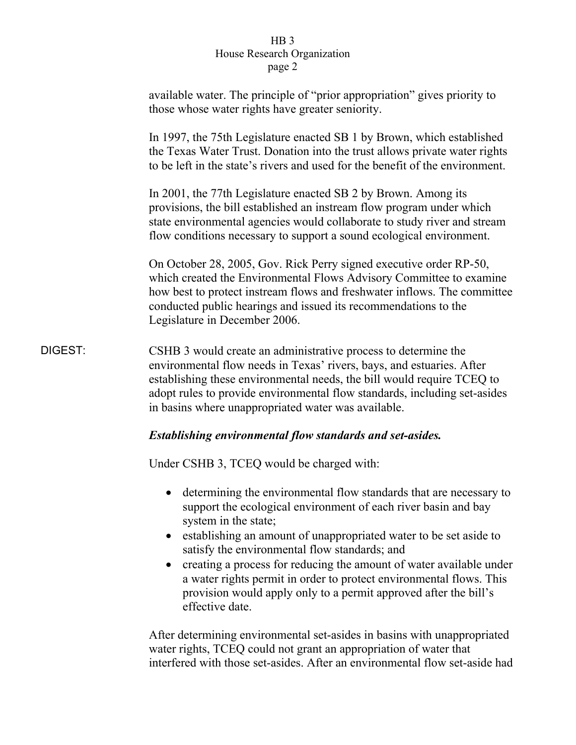available water. The principle of "prior appropriation" gives priority to those whose water rights have greater seniority.

In 1997, the 75th Legislature enacted SB 1 by Brown, which established the Texas Water Trust. Donation into the trust allows private water rights to be left in the state's rivers and used for the benefit of the environment.

In 2001, the 77th Legislature enacted SB 2 by Brown. Among its provisions, the bill established an instream flow program under which state environmental agencies would collaborate to study river and stream flow conditions necessary to support a sound ecological environment.

On October 28, 2005, Gov. Rick Perry signed executive order RP-50, which created the Environmental Flows Advisory Committee to examine how best to protect instream flows and freshwater inflows. The committee conducted public hearings and issued its recommendations to the Legislature in December 2006.

DIGEST: CSHB 3 would create an administrative process to determine the environmental flow needs in Texas' rivers, bays, and estuaries. After establishing these environmental needs, the bill would require TCEQ to adopt rules to provide environmental flow standards, including set-asides in basins where unappropriated water was available.

***Establishing environmental flow standards and set-asides.***

Under CSHB 3, TCEQ would be charged with:

- determining the environmental flow standards that are necessary to support the ecological environment of each river basin and bay system in the state;
- establishing an amount of unappropriated water to be set aside to satisfy the environmental flow standards; and
- creating a process for reducing the amount of water available under a water rights permit in order to protect environmental flows. This provision would apply only to a permit approved after the bill's effective date.

After determining environmental set-asides in basins with unappropriated water rights, TCEQ could not grant an appropriation of water that interfered with those set-asides. After an environmental flow set-aside had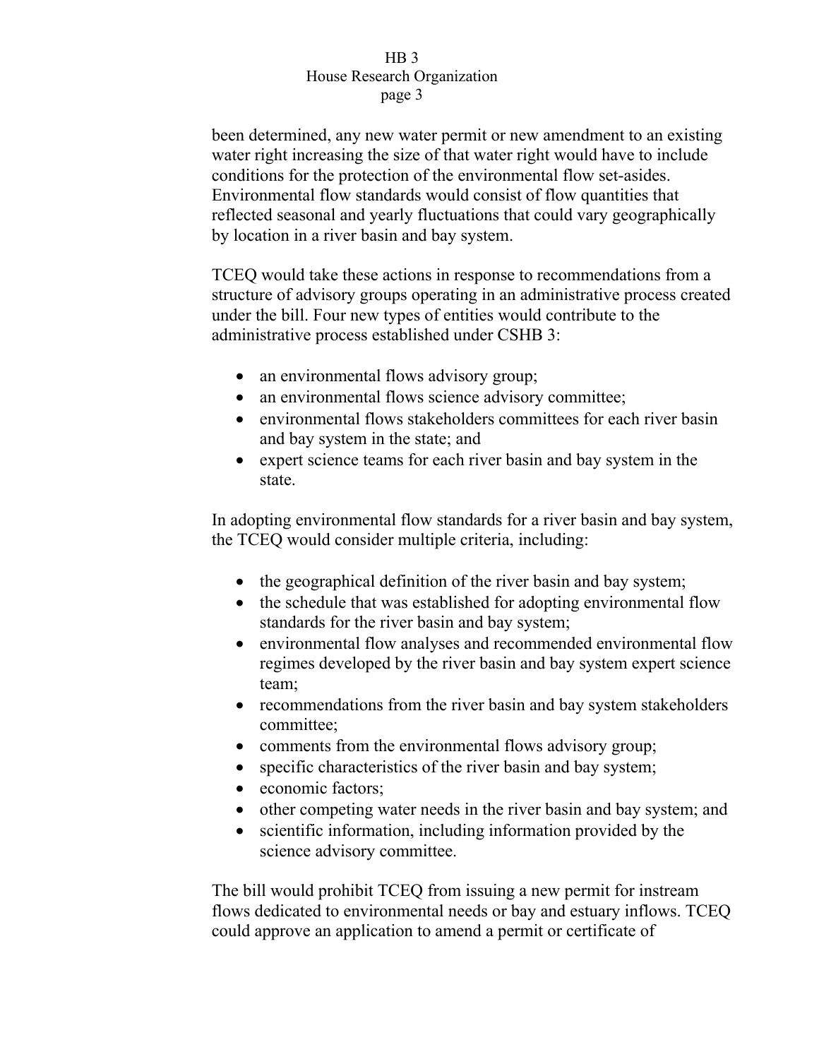been determined, any new water permit or new amendment to an existing water right increasing the size of that water right would have to include conditions for the protection of the environmental flow set-asides. Environmental flow standards would consist of flow quantities that reflected seasonal and yearly fluctuations that could vary geographically by location in a river basin and bay system.

TCEQ would take these actions in response to recommendations from a structure of advisory groups operating in an administrative process created under the bill. Four new types of entities would contribute to the administrative process established under CSHB 3:

- an environmental flows advisory group;
- an environmental flows science advisory committee;
- environmental flows stakeholders committees for each river basin and bay system in the state; and
- expert science teams for each river basin and bay system in the state.

In adopting environmental flow standards for a river basin and bay system, the TCEQ would consider multiple criteria, including:

- the geographical definition of the river basin and bay system;
- the schedule that was established for adopting environmental flow standards for the river basin and bay system;
- environmental flow analyses and recommended environmental flow regimes developed by the river basin and bay system expert science team;
- recommendations from the river basin and bay system stakeholders committee;
- comments from the environmental flows advisory group;
- specific characteristics of the river basin and bay system;
- economic factors;
- other competing water needs in the river basin and bay system; and
- scientific information, including information provided by the science advisory committee.

The bill would prohibit TCEQ from issuing a new permit for instream flows dedicated to environmental needs or bay and estuary inflows. TCEQ could approve an application to amend a permit or certificate of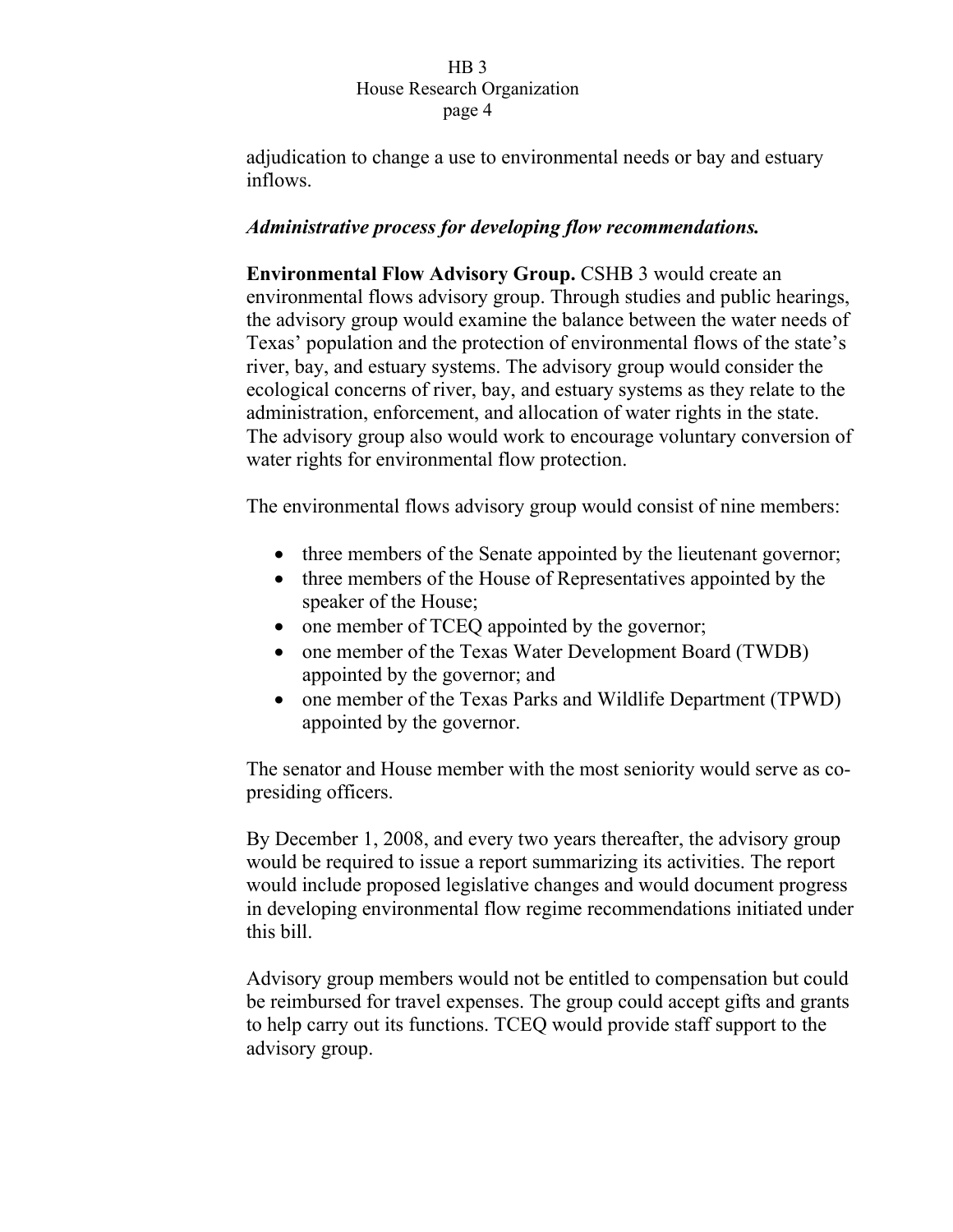adjudication to change a use to environmental needs or bay and estuary inflows.

***Administrative process for developing flow recommendations.***

**Environmental Flow Advisory Group.** CSHB 3 would create an environmental flows advisory group. Through studies and public hearings, the advisory group would examine the balance between the water needs of Texas' population and the protection of environmental flows of the state's river, bay, and estuary systems. The advisory group would consider the ecological concerns of river, bay, and estuary systems as they relate to the administration, enforcement, and allocation of water rights in the state. The advisory group also would work to encourage voluntary conversion of water rights for environmental flow protection.

The environmental flows advisory group would consist of nine members:

- three members of the Senate appointed by the lieutenant governor;
- three members of the House of Representatives appointed by the speaker of the House;
- one member of TCEQ appointed by the governor;
- one member of the Texas Water Development Board (TWDB) appointed by the governor; and
- one member of the Texas Parks and Wildlife Department (TPWD) appointed by the governor.

The senator and House member with the most seniority would serve as co-presiding officers.

By December 1, 2008, and every two years thereafter, the advisory group would be required to issue a report summarizing its activities. The report would include proposed legislative changes and would document progress in developing environmental flow regime recommendations initiated under this bill.

Advisory group members would not be entitled to compensation but could be reimbursed for travel expenses. The group could accept gifts and grants to help carry out its functions. TCEQ would provide staff support to the advisory group.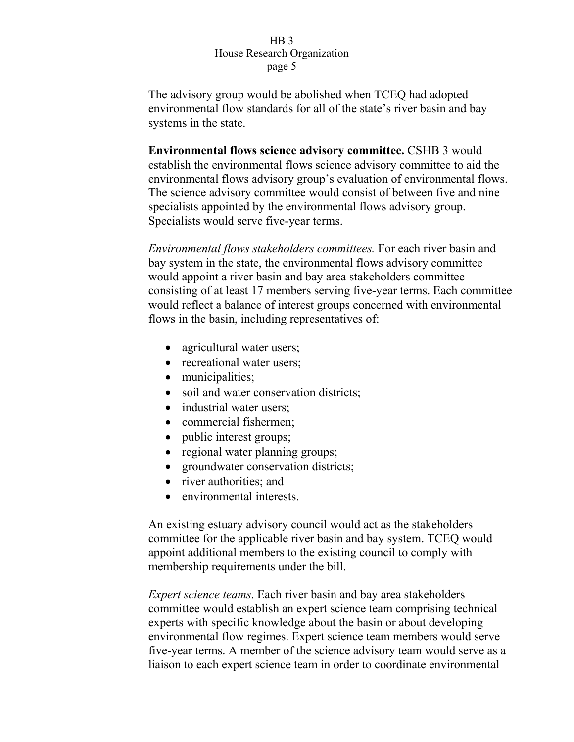The advisory group would be abolished when TCEQ had adopted environmental flow standards for all of the state's river basin and bay systems in the state.

**Environmental flows science advisory committee.** CSHB 3 would establish the environmental flows science advisory committee to aid the environmental flows advisory group's evaluation of environmental flows. The science advisory committee would consist of between five and nine specialists appointed by the environmental flows advisory group. Specialists would serve five-year terms.

*Environmental flows stakeholders committees.* For each river basin and bay system in the state, the environmental flows advisory committee would appoint a river basin and bay area stakeholders committee consisting of at least 17 members serving five-year terms. Each committee would reflect a balance of interest groups concerned with environmental flows in the basin, including representatives of:

- agricultural water users;
- recreational water users;
- municipalities;
- soil and water conservation districts;
- industrial water users;
- commercial fishermen;
- public interest groups;
- regional water planning groups;
- groundwater conservation districts;
- river authorities; and
- environmental interests.

An existing estuary advisory council would act as the stakeholders committee for the applicable river basin and bay system. TCEQ would appoint additional members to the existing council to comply with membership requirements under the bill.

*Expert science teams*. Each river basin and bay area stakeholders committee would establish an expert science team comprising technical experts with specific knowledge about the basin or about developing environmental flow regimes. Expert science team members would serve five-year terms. A member of the science advisory team would serve as a liaison to each expert science team in order to coordinate environmental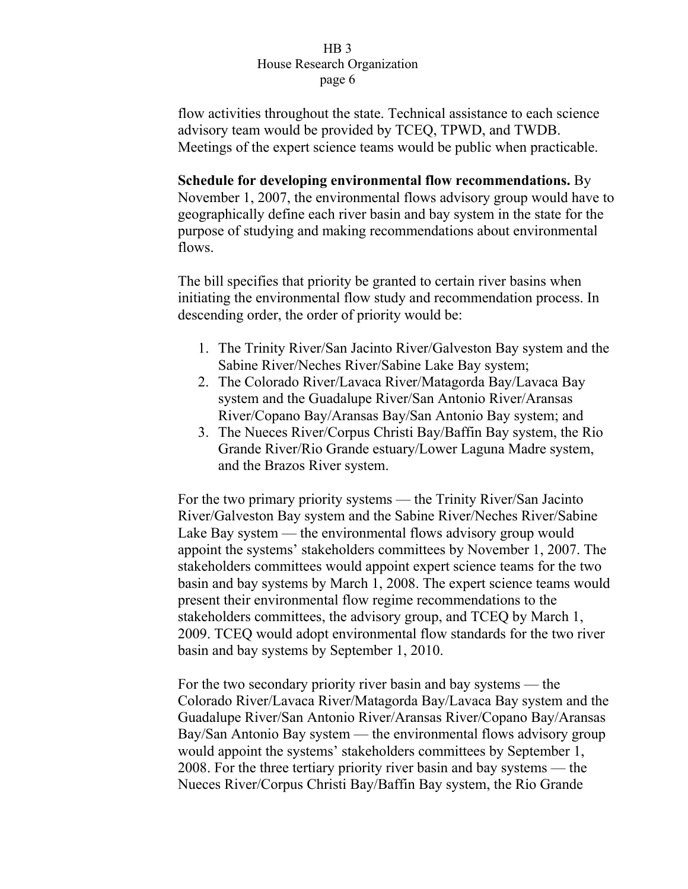flow activities throughout the state. Technical assistance to each science advisory team would be provided by TCEQ, TPWD, and TWDB. Meetings of the expert science teams would be public when practicable.

**Schedule for developing environmental flow recommendations.** By November 1, 2007, the environmental flows advisory group would have to geographically define each river basin and bay system in the state for the purpose of studying and making recommendations about environmental flows.

The bill specifies that priority be granted to certain river basins when initiating the environmental flow study and recommendation process. In descending order, the order of priority would be:

1. The Trinity River/San Jacinto River/Galveston Bay system and the Sabine River/Neches River/Sabine Lake Bay system;
2. The Colorado River/Lavaca River/Matagorda Bay/Lavaca Bay system and the Guadalupe River/San Antonio River/Aransas River/Copano Bay/Aransas Bay/San Antonio Bay system; and
3. The Nueces River/Corpus Christi Bay/Baffin Bay system, the Rio Grande River/Rio Grande estuary/Lower Laguna Madre system, and the Brazos River system.

For the two primary priority systems — the Trinity River/San Jacinto River/Galveston Bay system and the Sabine River/Neches River/Sabine Lake Bay system — the environmental flows advisory group would appoint the systems' stakeholders committees by November 1, 2007. The stakeholders committees would appoint expert science teams for the two basin and bay systems by March 1, 2008. The expert science teams would present their environmental flow regime recommendations to the stakeholders committees, the advisory group, and TCEQ by March 1, 2009. TCEQ would adopt environmental flow standards for the two river basin and bay systems by September 1, 2010.

For the two secondary priority river basin and bay systems — the Colorado River/Lavaca River/Matagorda Bay/Lavaca Bay system and the Guadalupe River/San Antonio River/Aransas River/Copano Bay/Aransas Bay/San Antonio Bay system — the environmental flows advisory group would appoint the systems' stakeholders committees by September 1, 2008. For the three tertiary priority river basin and bay systems — the Nueces River/Corpus Christi Bay/Baffin Bay system, the Rio Grande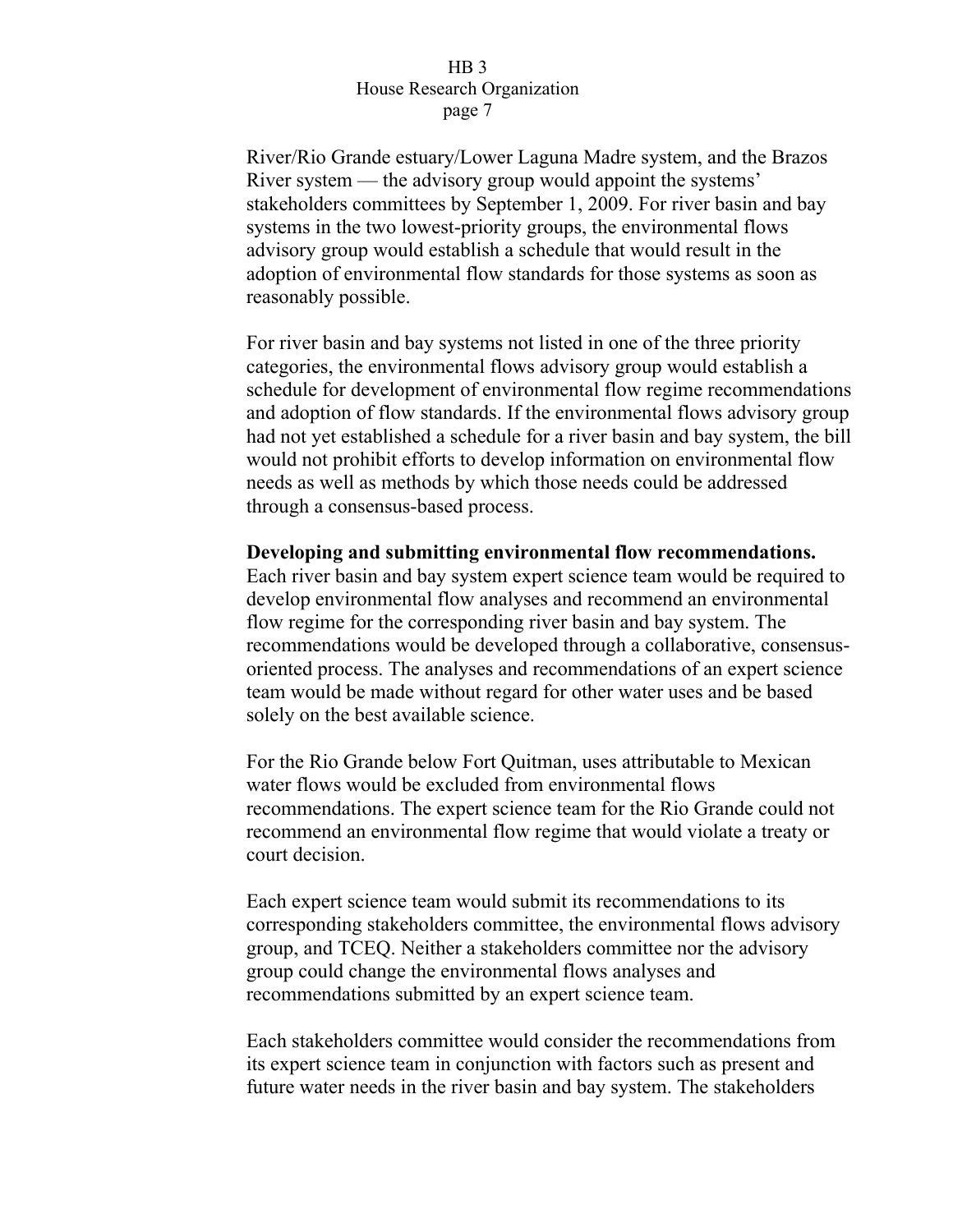River/Rio Grande estuary/Lower Laguna Madre system, and the Brazos River system — the advisory group would appoint the systems' stakeholders committees by September 1, 2009. For river basin and bay systems in the two lowest-priority groups, the environmental flows advisory group would establish a schedule that would result in the adoption of environmental flow standards for those systems as soon as reasonably possible.

For river basin and bay systems not listed in one of the three priority categories, the environmental flows advisory group would establish a schedule for development of environmental flow regime recommendations and adoption of flow standards. If the environmental flows advisory group had not yet established a schedule for a river basin and bay system, the bill would not prohibit efforts to develop information on environmental flow needs as well as methods by which those needs could be addressed through a consensus-based process.

**Developing and submitting environmental flow recommendations.** Each river basin and bay system expert science team would be required to develop environmental flow analyses and recommend an environmental flow regime for the corresponding river basin and bay system. The recommendations would be developed through a collaborative, consensus-oriented process. The analyses and recommendations of an expert science team would be made without regard for other water uses and be based solely on the best available science.

For the Rio Grande below Fort Quitman, uses attributable to Mexican water flows would be excluded from environmental flows recommendations. The expert science team for the Rio Grande could not recommend an environmental flow regime that would violate a treaty or court decision.

Each expert science team would submit its recommendations to its corresponding stakeholders committee, the environmental flows advisory group, and TCEQ. Neither a stakeholders committee nor the advisory group could change the environmental flows analyses and recommendations submitted by an expert science team.

Each stakeholders committee would consider the recommendations from its expert science team in conjunction with factors such as present and future water needs in the river basin and bay system. The stakeholders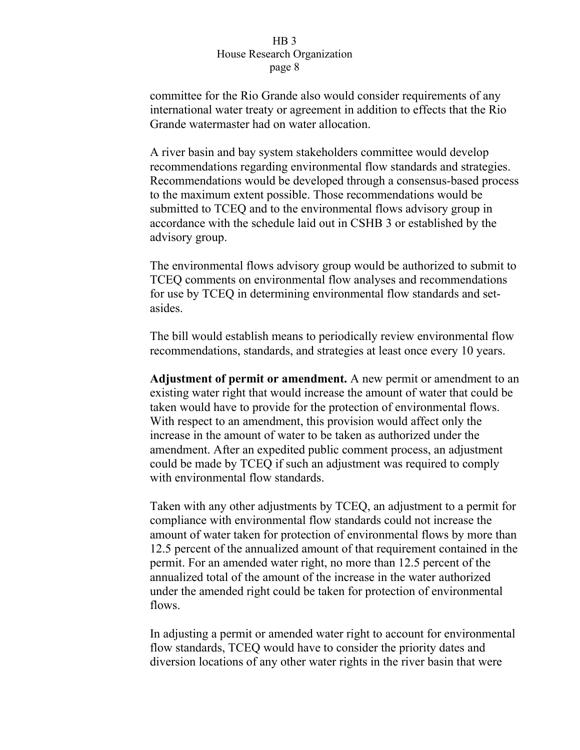committee for the Rio Grande also would consider requirements of any international water treaty or agreement in addition to effects that the Rio Grande watermaster had on water allocation.

A river basin and bay system stakeholders committee would develop recommendations regarding environmental flow standards and strategies. Recommendations would be developed through a consensus-based process to the maximum extent possible. Those recommendations would be submitted to TCEQ and to the environmental flows advisory group in accordance with the schedule laid out in CSHB 3 or established by the advisory group.

The environmental flows advisory group would be authorized to submit to TCEQ comments on environmental flow analyses and recommendations for use by TCEQ in determining environmental flow standards and set-asides.

The bill would establish means to periodically review environmental flow recommendations, standards, and strategies at least once every 10 years.

**Adjustment of permit or amendment.** A new permit or amendment to an existing water right that would increase the amount of water that could be taken would have to provide for the protection of environmental flows. With respect to an amendment, this provision would affect only the increase in the amount of water to be taken as authorized under the amendment. After an expedited public comment process, an adjustment could be made by TCEQ if such an adjustment was required to comply with environmental flow standards.

Taken with any other adjustments by TCEQ, an adjustment to a permit for compliance with environmental flow standards could not increase the amount of water taken for protection of environmental flows by more than 12.5 percent of the annualized amount of that requirement contained in the permit. For an amended water right, no more than 12.5 percent of the annualized total of the amount of the increase in the water authorized under the amended right could be taken for protection of environmental flows.

In adjusting a permit or amended water right to account for environmental flow standards, TCEQ would have to consider the priority dates and diversion locations of any other water rights in the river basin that were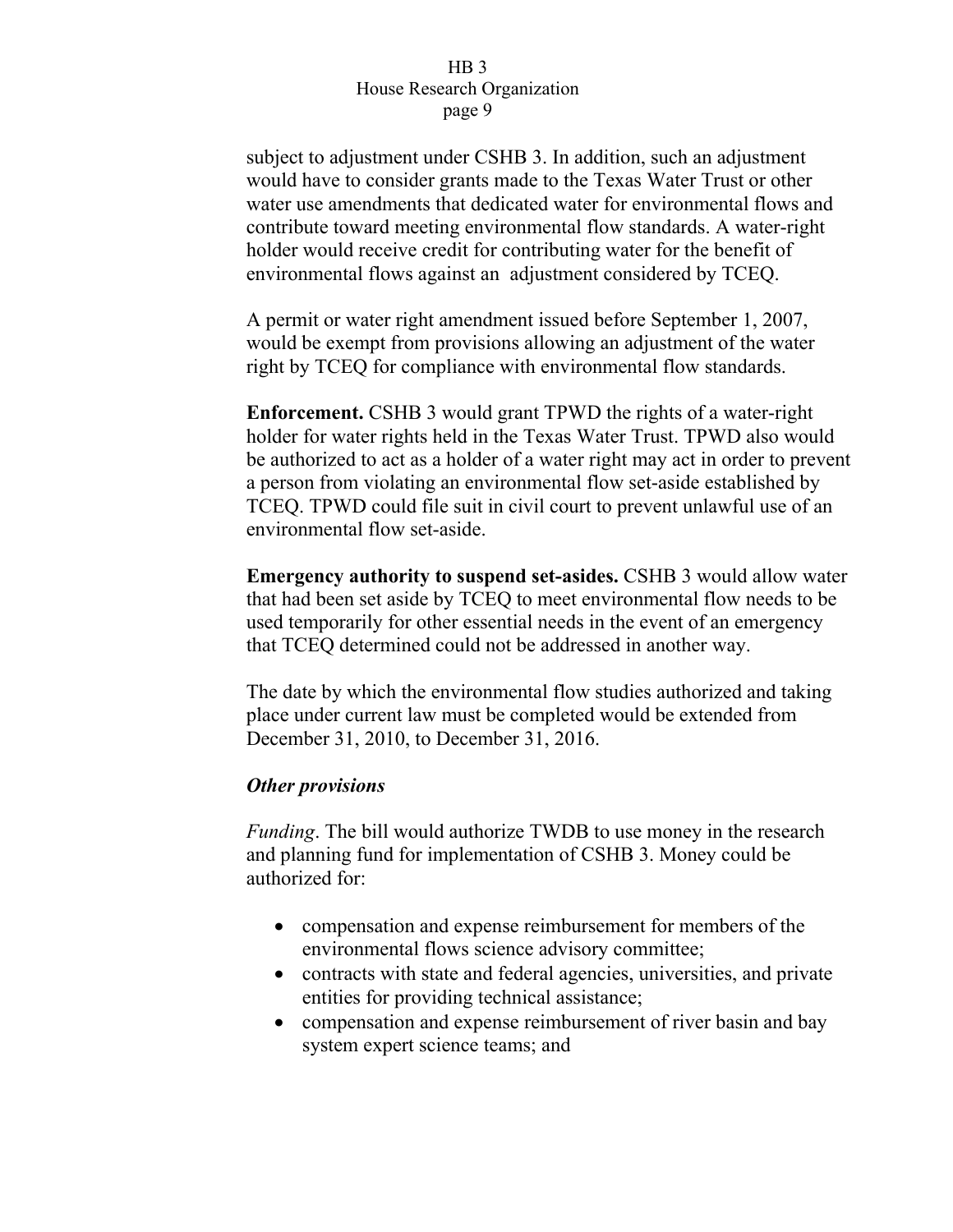subject to adjustment under CSHB 3. In addition, such an adjustment would have to consider grants made to the Texas Water Trust or other water use amendments that dedicated water for environmental flows and contribute toward meeting environmental flow standards. A water-right holder would receive credit for contributing water for the benefit of environmental flows against an adjustment considered by TCEQ.

A permit or water right amendment issued before September 1, 2007, would be exempt from provisions allowing an adjustment of the water right by TCEQ for compliance with environmental flow standards.

**Enforcement.** CSHB 3 would grant TPWD the rights of a water-right holder for water rights held in the Texas Water Trust. TPWD also would be authorized to act as a holder of a water right may act in order to prevent a person from violating an environmental flow set-aside established by TCEQ. TPWD could file suit in civil court to prevent unlawful use of an environmental flow set-aside.

**Emergency authority to suspend set-asides.** CSHB 3 would allow water that had been set aside by TCEQ to meet environmental flow needs to be used temporarily for other essential needs in the event of an emergency that TCEQ determined could not be addressed in another way.

The date by which the environmental flow studies authorized and taking place under current law must be completed would be extended from December 31, 2010, to December 31, 2016.

***Other provisions***

*Funding*. The bill would authorize TWDB to use money in the research and planning fund for implementation of CSHB 3. Money could be authorized for:

- compensation and expense reimbursement for members of the environmental flows science advisory committee;
- contracts with state and federal agencies, universities, and private entities for providing technical assistance;
- compensation and expense reimbursement of river basin and bay system expert science teams; and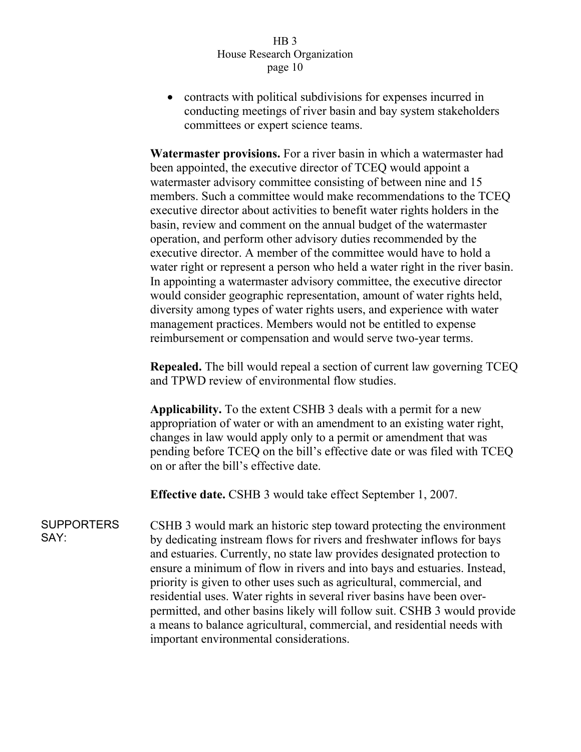- contracts with political subdivisions for expenses incurred in conducting meetings of river basin and bay system stakeholders committees or expert science teams.

**Watermaster provisions.** For a river basin in which a watermaster had been appointed, the executive director of TCEQ would appoint a watermaster advisory committee consisting of between nine and 15 members. Such a committee would make recommendations to the TCEQ executive director about activities to benefit water rights holders in the basin, review and comment on the annual budget of the watermaster operation, and perform other advisory duties recommended by the executive director. A member of the committee would have to hold a water right or represent a person who held a water right in the river basin. In appointing a watermaster advisory committee, the executive director would consider geographic representation, amount of water rights held, diversity among types of water rights users, and experience with water management practices. Members would not be entitled to expense reimbursement or compensation and would serve two-year terms.

**Repealed.** The bill would repeal a section of current law governing TCEQ and TPWD review of environmental flow studies.

**Applicability.** To the extent CSHB 3 deals with a permit for a new appropriation of water or with an amendment to an existing water right, changes in law would apply only to a permit or amendment that was pending before TCEQ on the bill's effective date or was filed with TCEQ on or after the bill's effective date.

**Effective date.** CSHB 3 would take effect September 1, 2007.

SUPPORTERS SAY:

CSHB 3 would mark an historic step toward protecting the environment by dedicating instream flows for rivers and freshwater inflows for bays and estuaries. Currently, no state law provides designated protection to ensure a minimum of flow in rivers and into bays and estuaries. Instead, priority is given to other uses such as agricultural, commercial, and residential uses. Water rights in several river basins have been over-permitted, and other basins likely will follow suit. CSHB 3 would provide a means to balance agricultural, commercial, and residential needs with important environmental considerations.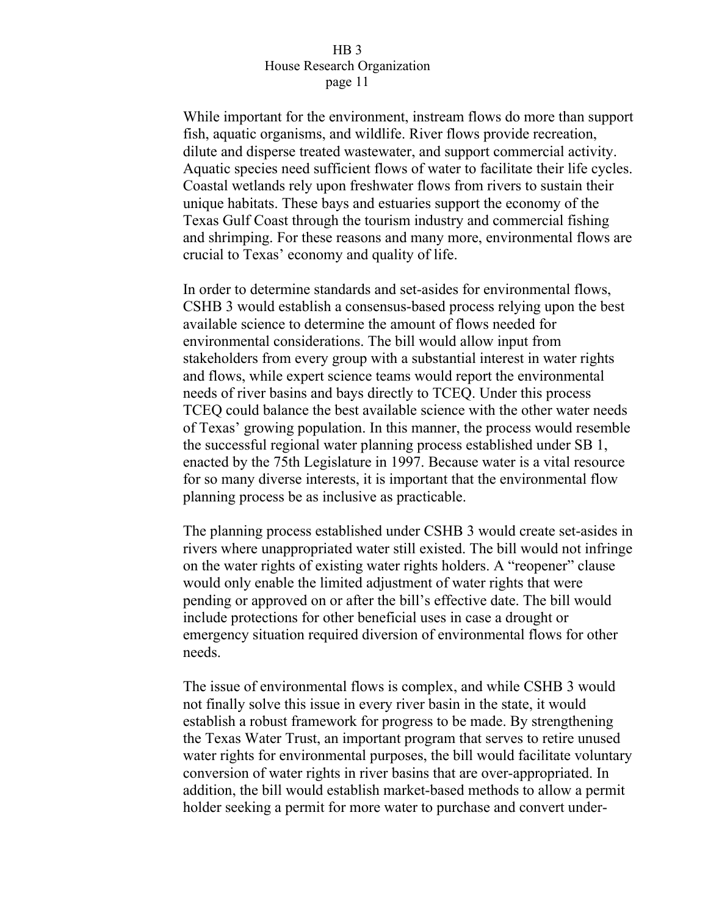While important for the environment, instream flows do more than support fish, aquatic organisms, and wildlife. River flows provide recreation, dilute and disperse treated wastewater, and support commercial activity. Aquatic species need sufficient flows of water to facilitate their life cycles. Coastal wetlands rely upon freshwater flows from rivers to sustain their unique habitats. These bays and estuaries support the economy of the Texas Gulf Coast through the tourism industry and commercial fishing and shrimping. For these reasons and many more, environmental flows are crucial to Texas' economy and quality of life.

In order to determine standards and set-asides for environmental flows, CSHB 3 would establish a consensus-based process relying upon the best available science to determine the amount of flows needed for environmental considerations. The bill would allow input from stakeholders from every group with a substantial interest in water rights and flows, while expert science teams would report the environmental needs of river basins and bays directly to TCEQ. Under this process TCEQ could balance the best available science with the other water needs of Texas' growing population. In this manner, the process would resemble the successful regional water planning process established under SB 1, enacted by the 75th Legislature in 1997. Because water is a vital resource for so many diverse interests, it is important that the environmental flow planning process be as inclusive as practicable.

The planning process established under CSHB 3 would create set-asides in rivers where unappropriated water still existed. The bill would not infringe on the water rights of existing water rights holders. A "reopener" clause would only enable the limited adjustment of water rights that were pending or approved on or after the bill's effective date. The bill would include protections for other beneficial uses in case a drought or emergency situation required diversion of environmental flows for other needs.

The issue of environmental flows is complex, and while CSHB 3 would not finally solve this issue in every river basin in the state, it would establish a robust framework for progress to be made. By strengthening the Texas Water Trust, an important program that serves to retire unused water rights for environmental purposes, the bill would facilitate voluntary conversion of water rights in river basins that are over-appropriated. In addition, the bill would establish market-based methods to allow a permit holder seeking a permit for more water to purchase and convert under-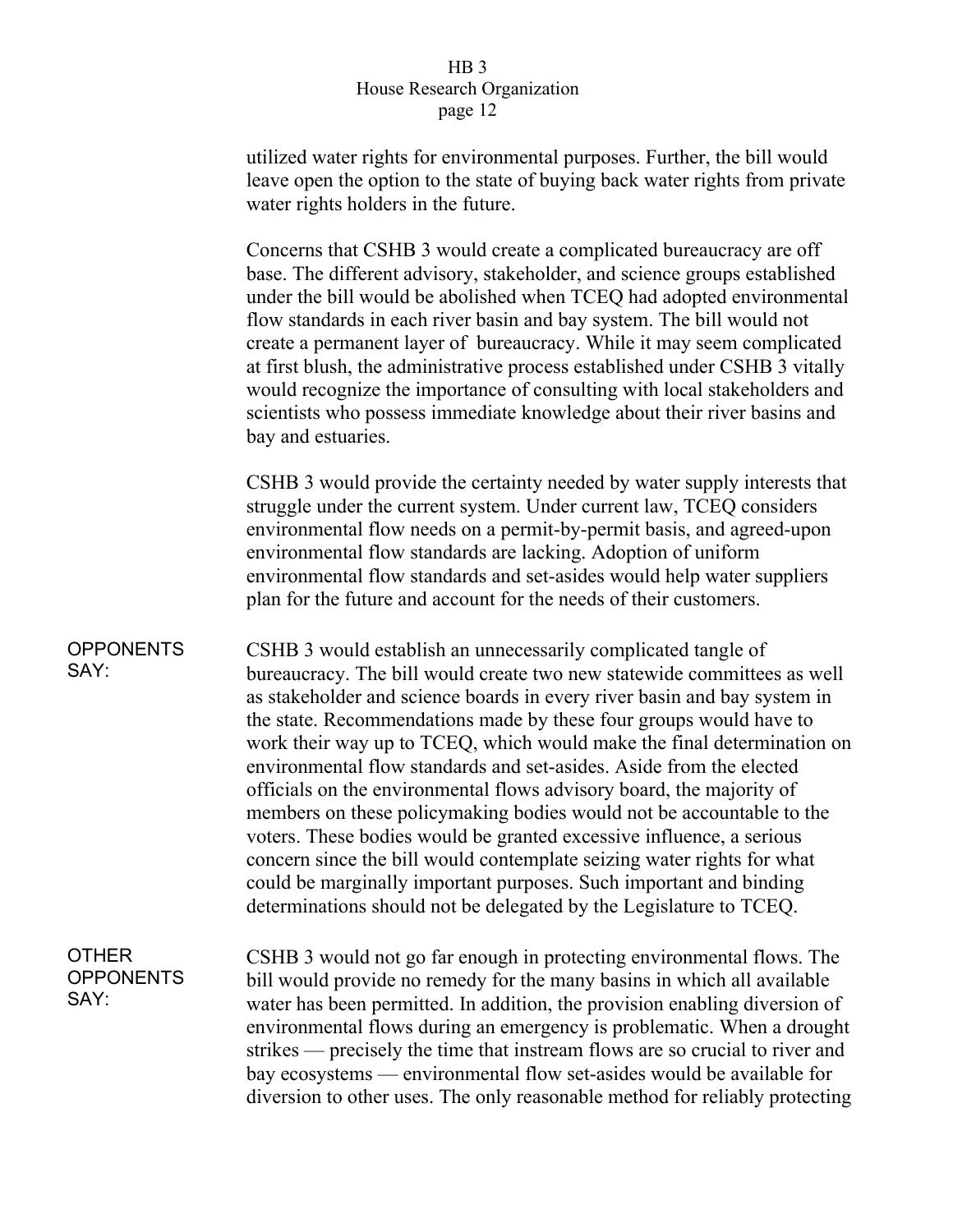utilized water rights for environmental purposes. Further, the bill would leave open the option to the state of buying back water rights from private water rights holders in the future.

Concerns that CSHB 3 would create a complicated bureaucracy are off base. The different advisory, stakeholder, and science groups established under the bill would be abolished when TCEQ had adopted environmental flow standards in each river basin and bay system. The bill would not create a permanent layer of bureaucracy. While it may seem complicated at first blush, the administrative process established under CSHB 3 vitally would recognize the importance of consulting with local stakeholders and scientists who possess immediate knowledge about their river basins and bay and estuaries.

CSHB 3 would provide the certainty needed by water supply interests that struggle under the current system. Under current law, TCEQ considers environmental flow needs on a permit-by-permit basis, and agreed-upon environmental flow standards are lacking. Adoption of uniform environmental flow standards and set-asides would help water suppliers plan for the future and account for the needs of their customers.

**OPPONENTS SAY:**

CSHB 3 would establish an unnecessarily complicated tangle of bureaucracy. The bill would create two new statewide committees as well as stakeholder and science boards in every river basin and bay system in the state. Recommendations made by these four groups would have to work their way up to TCEQ, which would make the final determination on environmental flow standards and set-asides. Aside from the elected officials on the environmental flows advisory board, the majority of members on these policymaking bodies would not be accountable to the voters. These bodies would be granted excessive influence, a serious concern since the bill would contemplate seizing water rights for what could be marginally important purposes. Such important and binding determinations should not be delegated by the Legislature to TCEQ.

**OTHER OPPONENTS SAY:**

CSHB 3 would not go far enough in protecting environmental flows. The bill would provide no remedy for the many basins in which all available water has been permitted. In addition, the provision enabling diversion of environmental flows during an emergency is problematic. When a drought strikes — precisely the time that instream flows are so crucial to river and bay ecosystems — environmental flow set-asides would be available for diversion to other uses. The only reasonable method for reliably protecting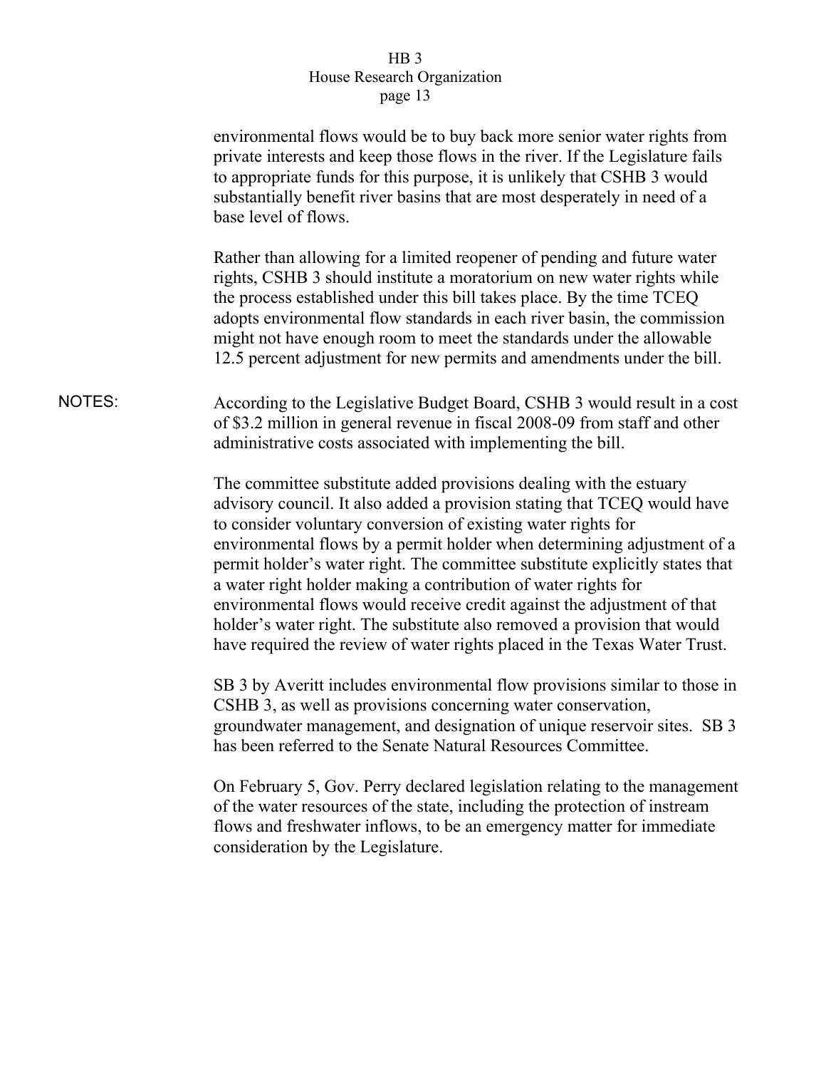environmental flows would be to buy back more senior water rights from private interests and keep those flows in the river. If the Legislature fails to appropriate funds for this purpose, it is unlikely that CSHB 3 would substantially benefit river basins that are most desperately in need of a base level of flows.

Rather than allowing for a limited reopener of pending and future water rights, CSHB 3 should institute a moratorium on new water rights while the process established under this bill takes place. By the time TCEQ adopts environmental flow standards in each river basin, the commission might not have enough room to meet the standards under the allowable 12.5 percent adjustment for new permits and amendments under the bill.

**NOTES:**

According to the Legislative Budget Board, CSHB 3 would result in a cost of $3.2 million in general revenue in fiscal 2008-09 from staff and other administrative costs associated with implementing the bill.

The committee substitute added provisions dealing with the estuary advisory council. It also added a provision stating that TCEQ would have to consider voluntary conversion of existing water rights for environmental flows by a permit holder when determining adjustment of a permit holder's water right. The committee substitute explicitly states that a water right holder making a contribution of water rights for environmental flows would receive credit against the adjustment of that holder's water right. The substitute also removed a provision that would have required the review of water rights placed in the Texas Water Trust.

SB 3 by Averitt includes environmental flow provisions similar to those in CSHB 3, as well as provisions concerning water conservation, groundwater management, and designation of unique reservoir sites. SB 3 has been referred to the Senate Natural Resources Committee.

On February 5, Gov. Perry declared legislation relating to the management of the water resources of the state, including the protection of instream flows and freshwater inflows, to be an emergency matter for immediate consideration by the Legislature.